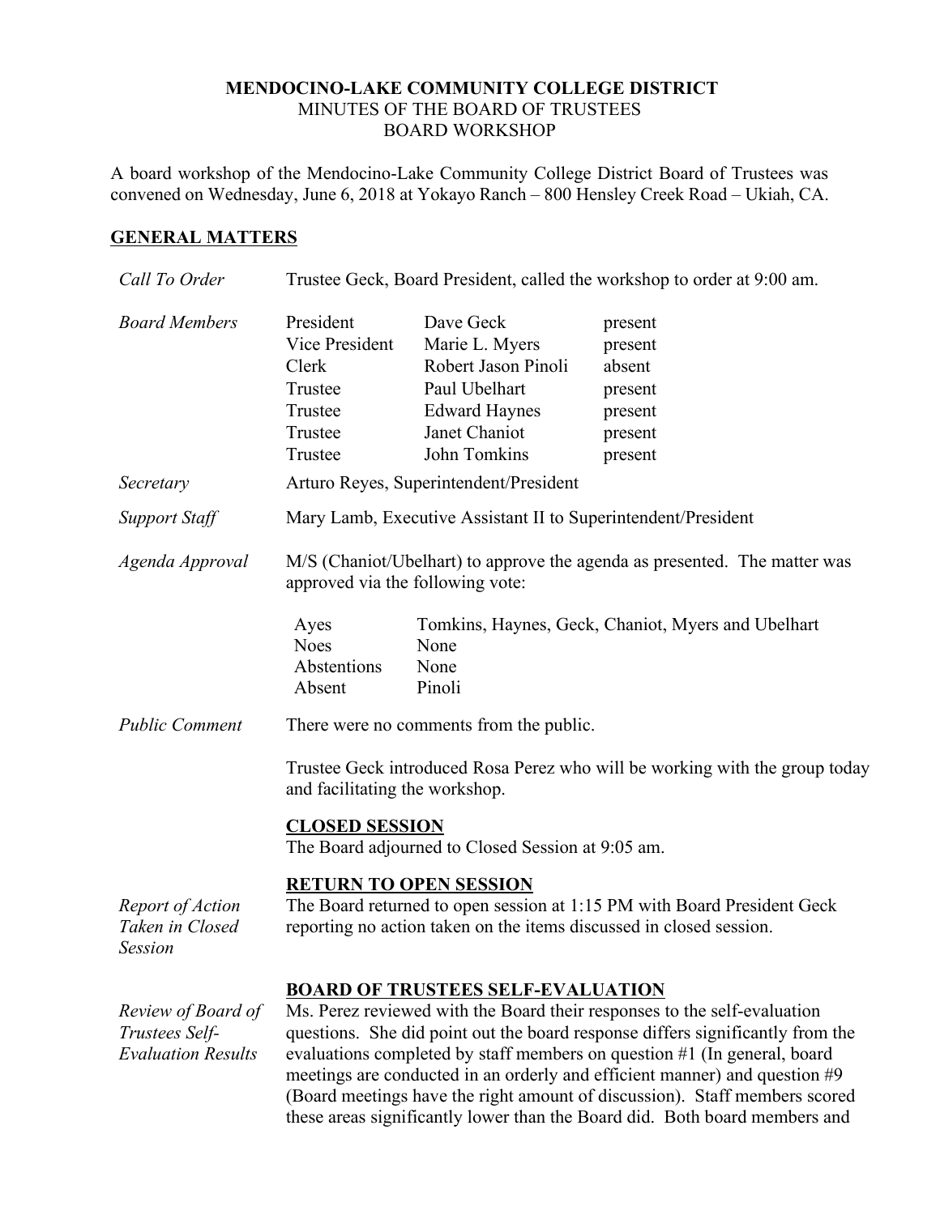# MENDOCINO-LAKE COMMUNITY COLLEGE DISTRICT
## MINUTES OF THE BOARD OF TRUSTEES
## BOARD WORKSHOP

A board workshop of the Mendocino-Lake Community College District Board of Trustees was convened on Wednesday, June 6, 2018 at Yokayo Ranch – 800 Hensley Creek Road – Ukiah, CA.

## GENERAL MATTERS

*Call To Order*

Trustee Geck, Board President, called the workshop to order at 9:00 am.

*Board Members*

| | | |
|---|---|---|
| President | Dave Geck | present |
| Vice President | Marie L. Myers | present |
| Clerk | Robert Jason Pinoli | absent |
| Trustee | Paul Ubelhart | present |
| Trustee | Edward Haynes | present |
| Trustee | Janet Chaniot | present |
| Trustee | John Tomkins | present |

*Secretary*

Arturo Reyes, Superintendent/President

*Support Staff*

Mary Lamb, Executive Assistant II to Superintendent/President

*Agenda Approval*

M/S (Chaniot/Ubelhart) to approve the agenda as presented. The matter was approved via the following vote:

| | |
|---|---|
| Ayes | Tomkins, Haynes, Geck, Chaniot, Myers and Ubelhart |
| Noes | None |
| Abstentions | None |
| Absent | Pinoli |

*Public Comment*

There were no comments from the public.

Trustee Geck introduced Rosa Perez who will be working with the group today and facilitating the workshop.

### CLOSED SESSION

The Board adjourned to Closed Session at 9:05 am.

### RETURN TO OPEN SESSION

*Report of Action Taken in Closed Session*

The Board returned to open session at 1:15 PM with Board President Geck reporting no action taken on the items discussed in closed session.

### BOARD OF TRUSTEES SELF-EVALUATION

*Review of Board of Trustees Self-Evaluation Results*

Ms. Perez reviewed with the Board their responses to the self-evaluation questions. She did point out the board response differs significantly from the evaluations completed by staff members on question #1 (In general, board meetings are conducted in an orderly and efficient manner) and question #9 (Board meetings have the right amount of discussion). Staff members scored these areas significantly lower than the Board did. Both board members and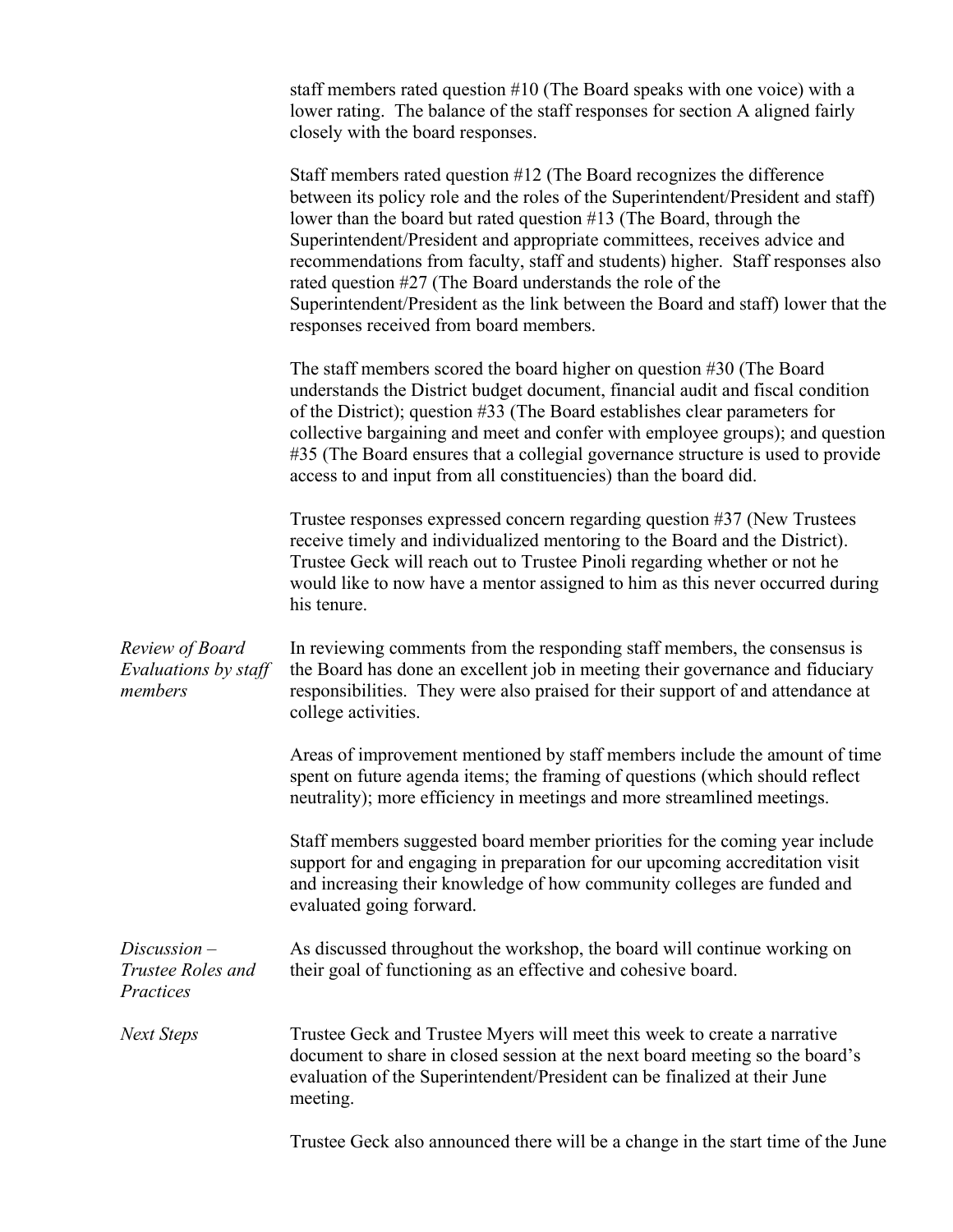staff members rated question #10 (The Board speaks with one voice) with a lower rating. The balance of the staff responses for section A aligned fairly closely with the board responses.

Staff members rated question #12 (The Board recognizes the difference between its policy role and the roles of the Superintendent/President and staff) lower than the board but rated question #13 (The Board, through the Superintendent/President and appropriate committees, receives advice and recommendations from faculty, staff and students) higher. Staff responses also rated question #27 (The Board understands the role of the Superintendent/President as the link between the Board and staff) lower that the responses received from board members.

The staff members scored the board higher on question #30 (The Board understands the District budget document, financial audit and fiscal condition of the District); question #33 (The Board establishes clear parameters for collective bargaining and meet and confer with employee groups); and question #35 (The Board ensures that a collegial governance structure is used to provide access to and input from all constituencies) than the board did.

Trustee responses expressed concern regarding question #37 (New Trustees receive timely and individualized mentoring to the Board and the District). Trustee Geck will reach out to Trustee Pinoli regarding whether or not he would like to now have a mentor assigned to him as this never occurred during his tenure.

*Review of Board Evaluations by staff members*

In reviewing comments from the responding staff members, the consensus is the Board has done an excellent job in meeting their governance and fiduciary responsibilities. They were also praised for their support of and attendance at college activities.

Areas of improvement mentioned by staff members include the amount of time spent on future agenda items; the framing of questions (which should reflect neutrality); more efficiency in meetings and more streamlined meetings.

Staff members suggested board member priorities for the coming year include support for and engaging in preparation for our upcoming accreditation visit and increasing their knowledge of how community colleges are funded and evaluated going forward.

*Discussion – Trustee Roles and Practices*

As discussed throughout the workshop, the board will continue working on their goal of functioning as an effective and cohesive board.

*Next Steps*

Trustee Geck and Trustee Myers will meet this week to create a narrative document to share in closed session at the next board meeting so the board's evaluation of the Superintendent/President can be finalized at their June meeting.

Trustee Geck also announced there will be a change in the start time of the June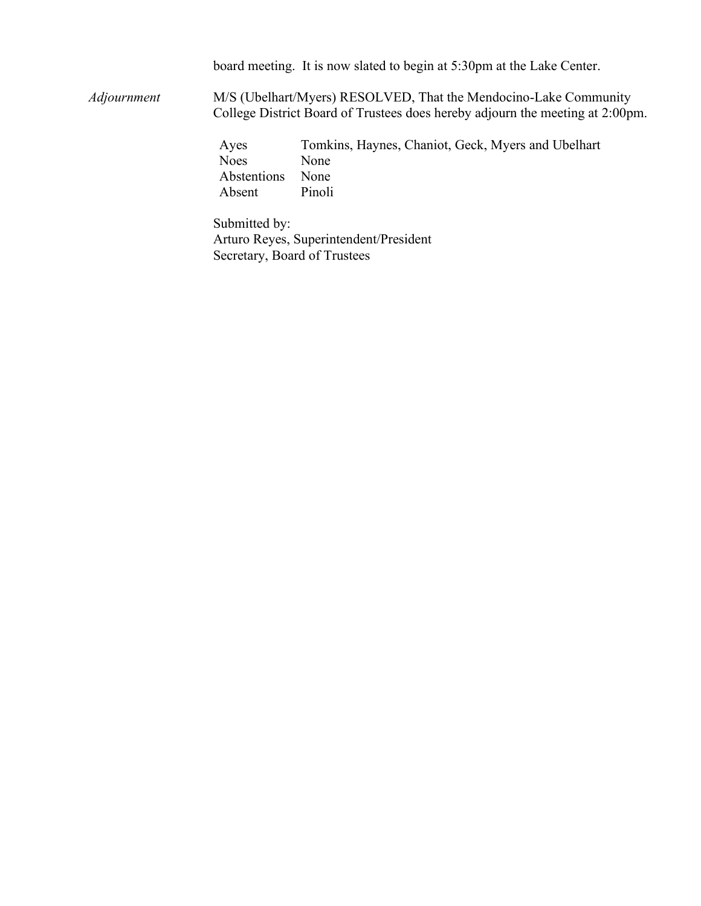board meeting.  It is now slated to begin at 5:30pm at the Lake Center.

*Adjournment*

M/S (Ubelhart/Myers) RESOLVED, That the Mendocino-Lake Community College District Board of Trustees does hereby adjourn the meeting at 2:00pm.

| | |
|---|---|
| Ayes | Tomkins, Haynes, Chaniot, Geck, Myers and Ubelhart |
| Noes | None |
| Abstentions | None |
| Absent | Pinoli |

Submitted by:
Arturo Reyes, Superintendent/President
Secretary, Board of Trustees